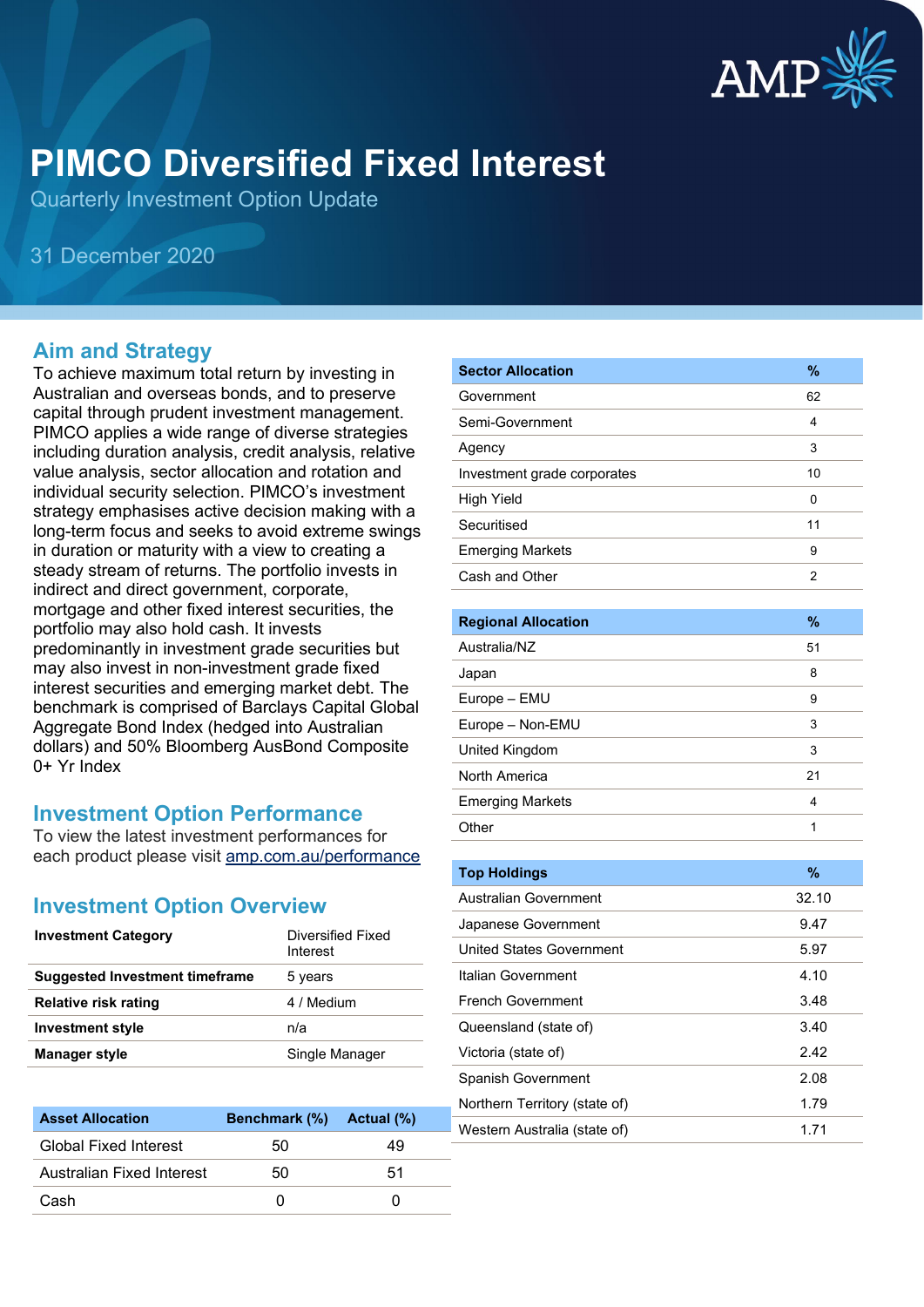# PIMCO Diversified Fixed Interest

Quarterly Investment Option Update

31 December 2020

## Aim and Strategy

To achieve maximum total return by investing in Australian and overseas bonds, and to preserve capital through prudent investment management. PIMCO applies a wide range of diverse strategies including duration analysis, credit analysis, relative value analysis, sector allocation and rotation and individual security selection. PIMCO's investment strategy emphasises active decision making with a long-term focus and seeks to avoid extreme swings in duration or maturity with a view to creating a steady stream of returns. The portfolio invests in indirect and direct government, corporate, mortgage and other fixed interest securities, the portfolio may also hold cash. It invests predominantly in investment grade securities but may also invest in non-investment grade fixed interest securities and emerging market debt. The benchmark is comprised of Barclays Capital Global Aggregate Bond Index (hedged into Australian dollars) and 50% Bloomberg AusBond Composite 0+ Yr Index

## Investment Option Performance

To view the latest investment performances for each product please visit [amp.com.au/performance](amp.com.au/performance)

## Investment Option Overview

| | |
|---|---|
| **Investment Category** | Diversified Fixed Interest |
| **Suggested Investment timeframe** | 5 years |
| **Relative risk rating** | 4 / Medium |
| **Investment style** | n/a |
| **Manager style** | Single Manager |

| Asset Allocation | Benchmark (%) | Actual (%) |
|---|---|---|
| Global Fixed Interest | 50 | 49 |
| Australian Fixed Interest | 50 | 51 |
| Cash | 0 | 0 |

| Sector Allocation | % |
|---|---|
| Government | 62 |
| Semi-Government | 4 |
| Agency | 3 |
| Investment grade corporates | 10 |
| High Yield | 0 |
| Securitised | 11 |
| Emerging Markets | 9 |
| Cash and Other | 2 |

| Regional Allocation | % |
|---|---|
| Australia/NZ | 51 |
| Japan | 8 |
| Europe – EMU | 9 |
| Europe – Non-EMU | 3 |
| United Kingdom | 3 |
| North America | 21 |
| Emerging Markets | 4 |
| Other | 1 |

| Top Holdings | % |
|---|---|
| Australian Government | 32.10 |
| Japanese Government | 9.47 |
| United States Government | 5.97 |
| Italian Government | 4.10 |
| French Government | 3.48 |
| Queensland (state of) | 3.40 |
| Victoria (state of) | 2.42 |
| Spanish Government | 2.08 |
| Northern Territory (state of) | 1.79 |
| Western Australia (state of) | 1.71 |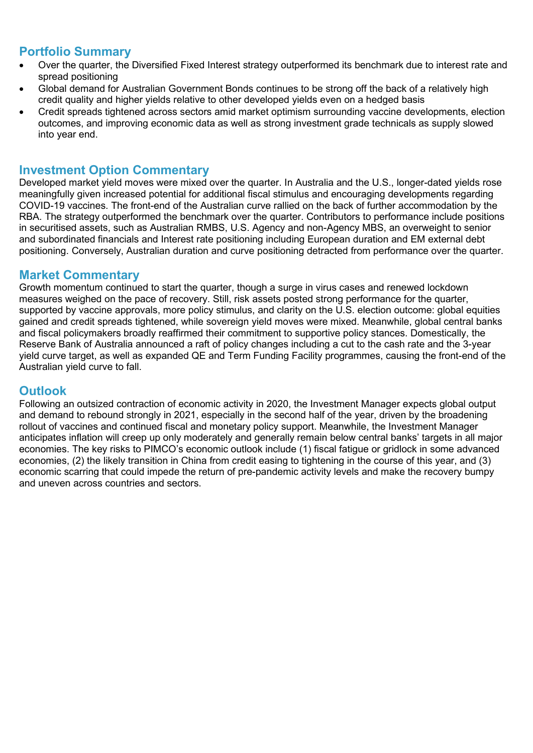## Portfolio Summary

- Over the quarter, the Diversified Fixed Interest strategy outperformed its benchmark due to interest rate and spread positioning
- Global demand for Australian Government Bonds continues to be strong off the back of a relatively high credit quality and higher yields relative to other developed yields even on a hedged basis
- Credit spreads tightened across sectors amid market optimism surrounding vaccine developments, election outcomes, and improving economic data as well as strong investment grade technicals as supply slowed into year end.

## Investment Option Commentary

Developed market yield moves were mixed over the quarter. In Australia and the U.S., longer-dated yields rose meaningfully given increased potential for additional fiscal stimulus and encouraging developments regarding COVID-19 vaccines. The front-end of the Australian curve rallied on the back of further accommodation by the RBA. The strategy outperformed the benchmark over the quarter. Contributors to performance include positions in securitised assets, such as Australian RMBS, U.S. Agency and non-Agency MBS, an overweight to senior and subordinated financials and Interest rate positioning including European duration and EM external debt positioning. Conversely, Australian duration and curve positioning detracted from performance over the quarter.

## Market Commentary

Growth momentum continued to start the quarter, though a surge in virus cases and renewed lockdown measures weighed on the pace of recovery. Still, risk assets posted strong performance for the quarter, supported by vaccine approvals, more policy stimulus, and clarity on the U.S. election outcome: global equities gained and credit spreads tightened, while sovereign yield moves were mixed. Meanwhile, global central banks and fiscal policymakers broadly reaffirmed their commitment to supportive policy stances. Domestically, the Reserve Bank of Australia announced a raft of policy changes including a cut to the cash rate and the 3-year yield curve target, as well as expanded QE and Term Funding Facility programmes, causing the front-end of the Australian yield curve to fall.

## Outlook

Following an outsized contraction of economic activity in 2020, the Investment Manager expects global output and demand to rebound strongly in 2021, especially in the second half of the year, driven by the broadening rollout of vaccines and continued fiscal and monetary policy support. Meanwhile, the Investment Manager anticipates inflation will creep up only moderately and generally remain below central banks' targets in all major economies. The key risks to PIMCO's economic outlook include (1) fiscal fatigue or gridlock in some advanced economies, (2) the likely transition in China from credit easing to tightening in the course of this year, and (3) economic scarring that could impede the return of pre-pandemic activity levels and make the recovery bumpy and uneven across countries and sectors.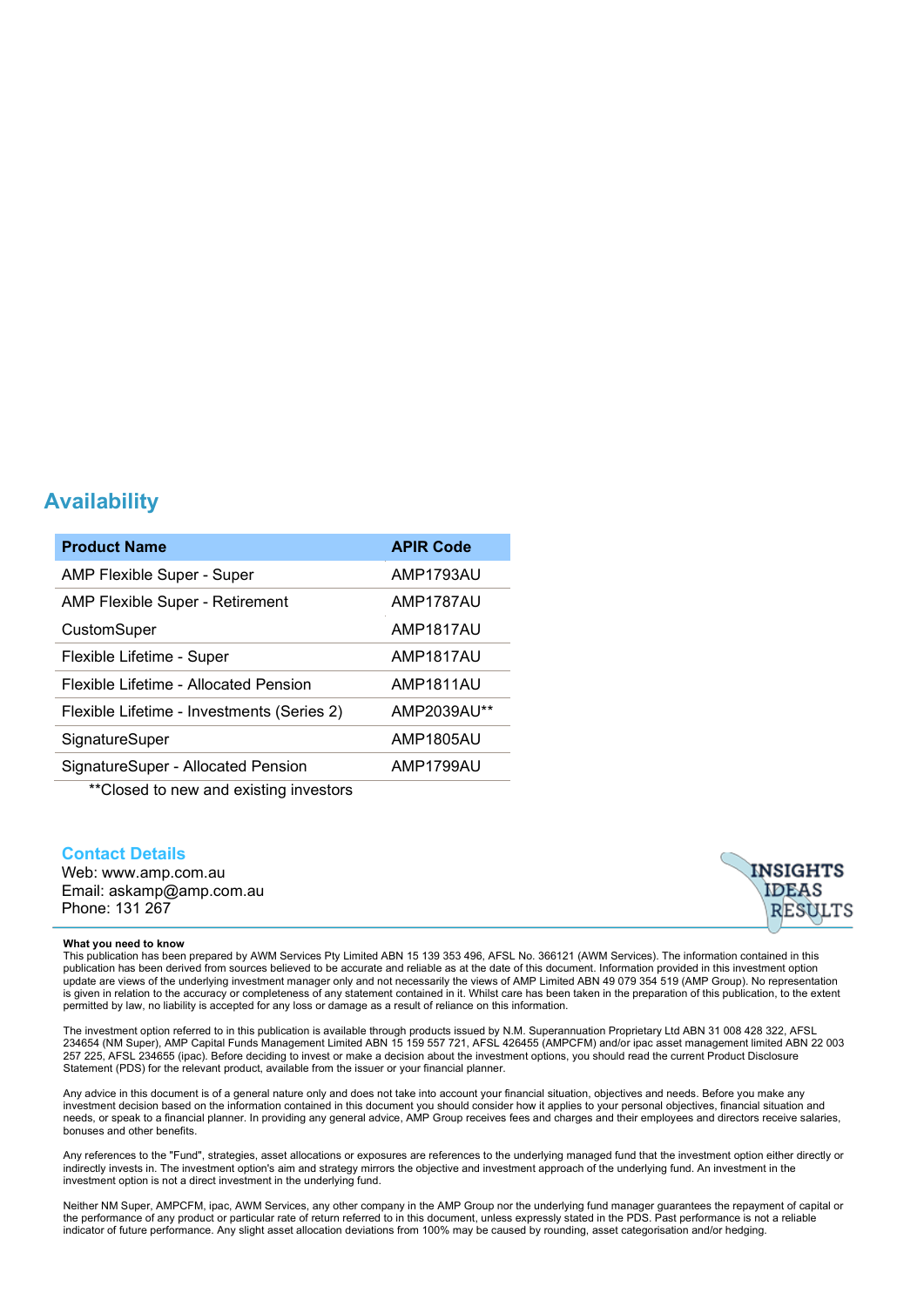## Availability

| Product Name | APIR Code |
|---|---|
| AMP Flexible Super - Super | AMP1793AU |
| AMP Flexible Super - Retirement | AMP1787AU |
| CustomSuper | AMP1817AU |
| Flexible Lifetime - Super | AMP1817AU |
| Flexible Lifetime - Allocated Pension | AMP1811AU |
| Flexible Lifetime - Investments (Series 2) | AMP2039AU** |
| SignatureSuper | AMP1805AU |
| SignatureSuper - Allocated Pension | AMP1799AU |

**Closed to new and existing investors

### Contact Details

Web: www.amp.com.au
Email: askamp@amp.com.au
Phone: 131 267

INSIGHTS
IDEAS
RESULTS

**What you need to know**

This publication has been prepared by AWM Services Pty Limited ABN 15 139 353 496, AFSL No. 366121 (AWM Services). The information contained in this publication has been derived from sources believed to be accurate and reliable as at the date of this document. Information provided in this investment option update are views of the underlying investment manager only and not necessarily the views of AMP Limited ABN 49 079 354 519 (AMP Group). No representation is given in relation to the accuracy or completeness of any statement contained in it. Whilst care has been taken in the preparation of this publication, to the extent permitted by law, no liability is accepted for any loss or damage as a result of reliance on this information.

The investment option referred to in this publication is available through products issued by N.M. Superannuation Proprietary Ltd ABN 31 008 428 322, AFSL 234654 (NM Super), AMP Capital Funds Management Limited ABN 15 159 557 721, AFSL 426455 (AMPCFM) and/or ipac asset management limited ABN 22 003 257 225, AFSL 234655 (ipac). Before deciding to invest or make a decision about the investment options, you should read the current Product Disclosure Statement (PDS) for the relevant product, available from the issuer or your financial planner.

Any advice in this document is of a general nature only and does not take into account your financial situation, objectives and needs. Before you make any investment decision based on the information contained in this document you should consider how it applies to your personal objectives, financial situation and needs, or speak to a financial planner. In providing any general advice, AMP Group receives fees and charges and their employees and directors receive salaries, bonuses and other benefits.

Any references to the "Fund", strategies, asset allocations or exposures are references to the underlying managed fund that the investment option either directly or indirectly invests in. The investment option's aim and strategy mirrors the objective and investment approach of the underlying fund. An investment in the investment option is not a direct investment in the underlying fund.

Neither NM Super, AMPCFM, ipac, AWM Services, any other company in the AMP Group nor the underlying fund manager guarantees the repayment of capital or the performance of any product or particular rate of return referred to in this document, unless expressly stated in the PDS. Past performance is not a reliable indicator of future performance. Any slight asset allocation deviations from 100% may be caused by rounding, asset categorisation and/or hedging.